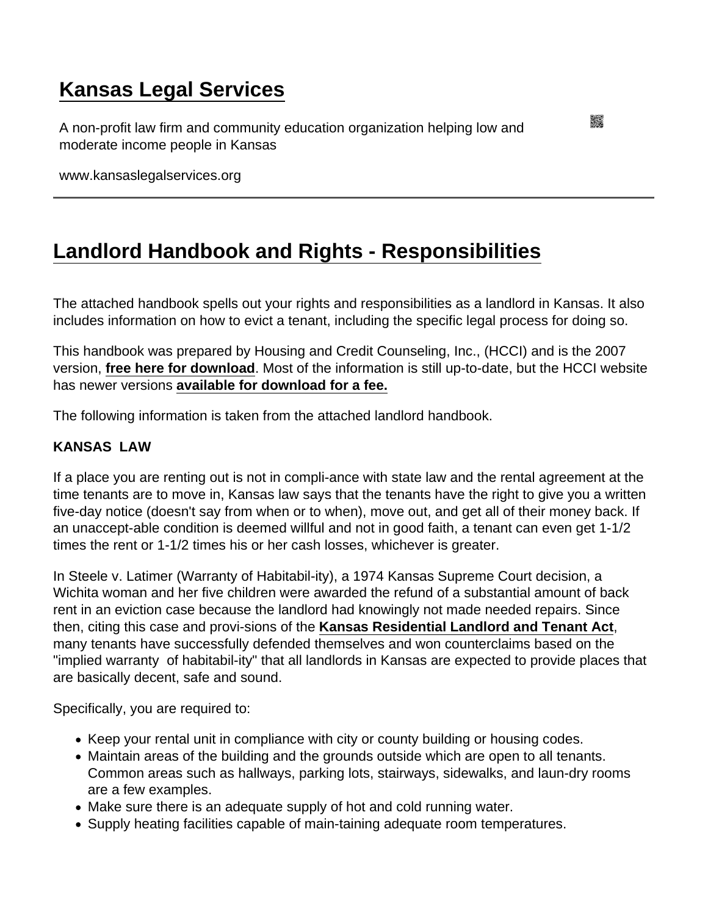# Kansas Legal Services

A non-profit law firm and community education organization helping low and moderate income people in Kansas

www.kansaslegalservices.org

## Landlord Handbook and Rights - Responsibilities

The attached handbook spells out your rights and responsibilities as a landlord in Kansas. It also includes information on how to evict a tenant, including the specific legal process for doing so.

This handbook was prepared by Housing and Credit Counseling, Inc., (HCCI) and is the 2007 version, **free here for download**. Most of the information is still up-to-date, but the HCCI website has newer versions **available for download for a fee.**

The following information is taken from the attached landlord handbook.

**KANSAS LAW**

If a place you are renting out is not in compli-ance with state law and the rental agreement at the time tenants are to move in, Kansas law says that the tenants have the right to give you a written five-day notice (doesn't say from when or to when), move out, and get all of their money back. If an unaccept-able condition is deemed willful and not in good faith, a tenant can even get 1-1/2 times the rent or 1-1/2 times his or her cash losses, whichever is greater.

In Steele v. Latimer (Warranty of Habitabil-ity), a 1974 Kansas Supreme Court decision, a Wichita woman and her five children were awarded the refund of a substantial amount of back rent in an eviction case because the landlord had knowingly not made needed repairs. Since then, citing this case and provi-sions of the **Kansas Residential Landlord and Tenant Act**, many tenants have successfully defended themselves and won counterclaims based on the "implied warranty of habitabil-ity" that all landlords in Kansas are expected to provide places that are basically decent, safe and sound.

Specifically, you are required to:

- Keep your rental unit in compliance with city or county building or housing codes.
- Maintain areas of the building and the grounds outside which are open to all tenants. Common areas such as hallways, parking lots, stairways, sidewalks, and laun-dry rooms are a few examples.
- Make sure there is an adequate supply of hot and cold running water.
- Supply heating facilities capable of main-taining adequate room temperatures.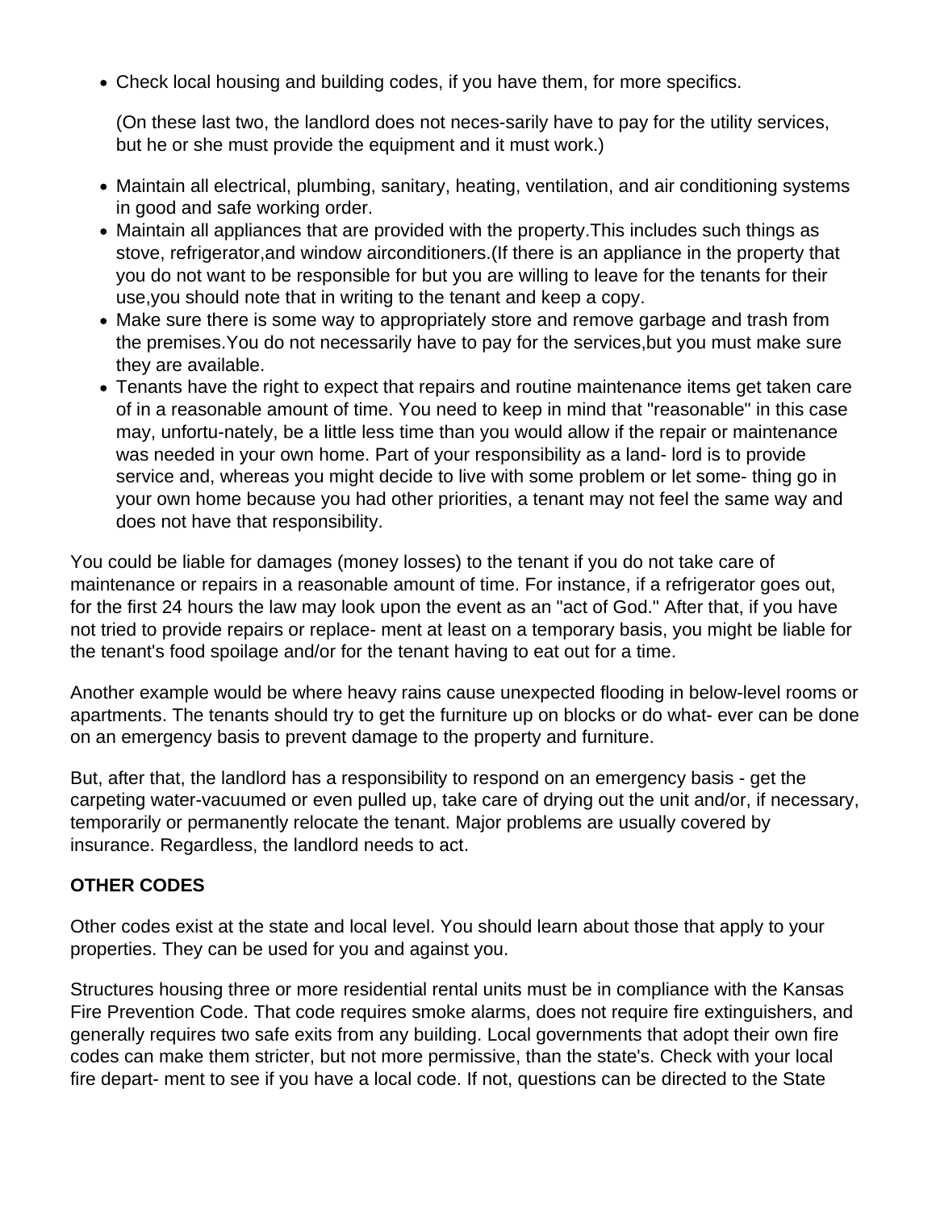- Check local housing and building codes, if you have them, for more specifics.

  (On these last two, the landlord does not neces-sarily have to pay for the utility services, but he or she must provide the equipment and it must work.)

- Maintain all electrical, plumbing, sanitary, heating, ventilation, and air conditioning systems in good and safe working order.
- Maintain all appliances that are provided with the property.This includes such things as stove, refrigerator,and window airconditioners.(If there is an appliance in the property that you do not want to be responsible for but you are willing to leave for the tenants for their use,you should note that in writing to the tenant and keep a copy.
- Make sure there is some way to appropriately store and remove garbage and trash from the premises.You do not necessarily have to pay for the services,but you must make sure they are available.
- Tenants have the right to expect that repairs and routine maintenance items get taken care of in a reasonable amount of time. You need to keep in mind that "reasonable" in this case may, unfortu-nately, be a little less time than you would allow if the repair or maintenance was needed in your own home. Part of your responsibility as a land- lord is to provide service and, whereas you might decide to live with some problem or let some- thing go in your own home because you had other priorities, a tenant may not feel the same way and does not have that responsibility.

You could be liable for damages (money losses) to the tenant if you do not take care of maintenance or repairs in a reasonable amount of time. For instance, if a refrigerator goes out, for the first 24 hours the law may look upon the event as an "act of God." After that, if you have not tried to provide repairs or replace- ment at least on a temporary basis, you might be liable for the tenant's food spoilage and/or for the tenant having to eat out for a time.

Another example would be where heavy rains cause unexpected flooding in below-level rooms or apartments. The tenants should try to get the furniture up on blocks or do what- ever can be done on an emergency basis to prevent damage to the property and furniture.

But, after that, the landlord has a responsibility to respond on an emergency basis - get the carpeting water-vacuumed or even pulled up, take care of drying out the unit and/or, if necessary, temporarily or permanently relocate the tenant. Major problems are usually covered by insurance. Regardless, the landlord needs to act.

**OTHER CODES**

Other codes exist at the state and local level. You should learn about those that apply to your properties. They can be used for you and against you.

Structures housing three or more residential rental units must be in compliance with the Kansas Fire Prevention Code. That code requires smoke alarms, does not require fire extinguishers, and generally requires two safe exits from any building. Local governments that adopt their own fire codes can make them stricter, but not more permissive, than the state's. Check with your local fire depart- ment to see if you have a local code. If not, questions can be directed to the State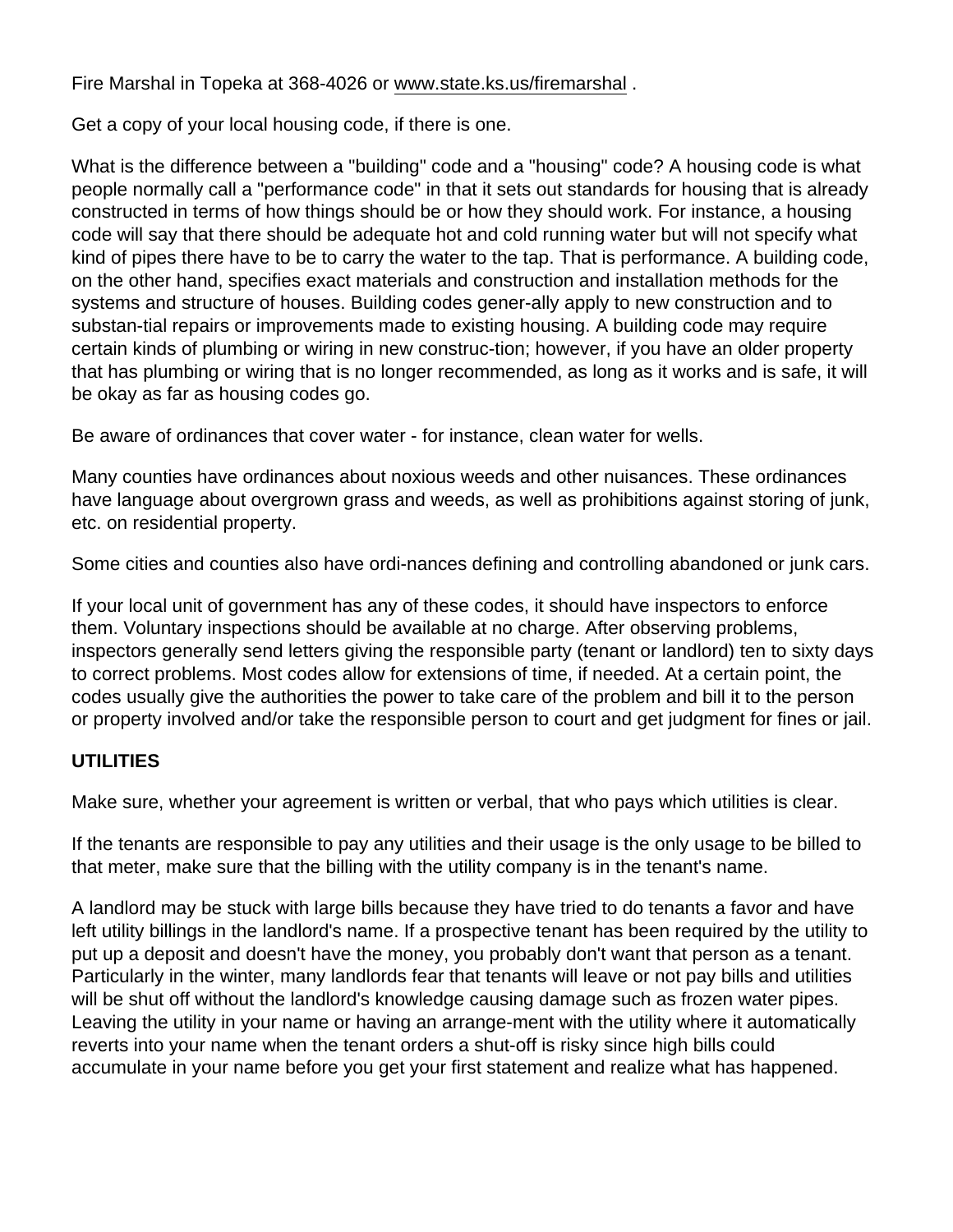Fire Marshal in Topeka at 368-4026 or www.state.ks.us/firemarshal .

Get a copy of your local housing code, if there is one.

What is the difference between a "building" code and a "housing" code? A housing code is what people normally call a "performance code" in that it sets out standards for housing that is already constructed in terms of how things should be or how they should work. For instance, a housing code will say that there should be adequate hot and cold running water but will not specify what kind of pipes there have to be to carry the water to the tap. That is performance. A building code, on the other hand, specifies exact materials and construction and installation methods for the systems and structure of houses. Building codes gener-ally apply to new construction and to substan-tial repairs or improvements made to existing housing. A building code may require certain kinds of plumbing or wiring in new construc-tion; however, if you have an older property that has plumbing or wiring that is no longer recommended, as long as it works and is safe, it will be okay as far as housing codes go.

Be aware of ordinances that cover water - for instance, clean water for wells.

Many counties have ordinances about noxious weeds and other nuisances. These ordinances have language about overgrown grass and weeds, as well as prohibitions against storing of junk, etc. on residential property.

Some cities and counties also have ordi-nances defining and controlling abandoned or junk cars.

If your local unit of government has any of these codes, it should have inspectors to enforce them. Voluntary inspections should be available at no charge. After observing problems, inspectors generally send letters giving the responsible party (tenant or landlord) ten to sixty days to correct problems. Most codes allow for extensions of time, if needed. At a certain point, the codes usually give the authorities the power to take care of the problem and bill it to the person or property involved and/or take the responsible person to court and get judgment for fines or jail.

**UTILITIES**

Make sure, whether your agreement is written or verbal, that who pays which utilities is clear.

If the tenants are responsible to pay any utilities and their usage is the only usage to be billed to that meter, make sure that the billing with the utility company is in the tenant's name.

A landlord may be stuck with large bills because they have tried to do tenants a favor and have left utility billings in the landlord's name. If a prospective tenant has been required by the utility to put up a deposit and doesn't have the money, you probably don't want that person as a tenant. Particularly in the winter, many landlords fear that tenants will leave or not pay bills and utilities will be shut off without the landlord's knowledge causing damage such as frozen water pipes. Leaving the utility in your name or having an arrange-ment with the utility where it automatically reverts into your name when the tenant orders a shut-off is risky since high bills could accumulate in your name before you get your first statement and realize what has happened.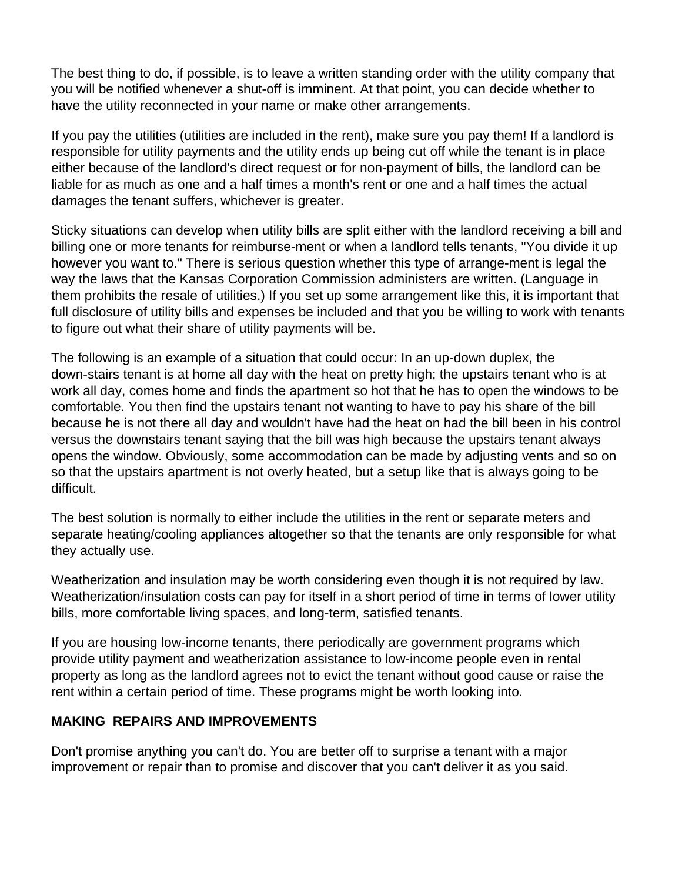The best thing to do, if possible, is to leave a written standing order with the utility company that you will be notified whenever a shut-off is imminent. At that point, you can decide whether to have the utility reconnected in your name or make other arrangements.

If you pay the utilities (utilities are included in the rent), make sure you pay them! If a landlord is responsible for utility payments and the utility ends up being cut off while the tenant is in place either because of the landlord's direct request or for non-payment of bills, the landlord can be liable for as much as one and a half times a month's rent or one and a half times the actual damages the tenant suffers, whichever is greater.

Sticky situations can develop when utility bills are split either with the landlord receiving a bill and billing one or more tenants for reimburse-ment or when a landlord tells tenants, "You divide it up however you want to." There is serious question whether this type of arrange-ment is legal the way the laws that the Kansas Corporation Commission administers are written. (Language in them prohibits the resale of utilities.) If you set up some arrangement like this, it is important that full disclosure of utility bills and expenses be included and that you be willing to work with tenants to figure out what their share of utility payments will be.

The following is an example of a situation that could occur: In an up-down duplex, the down-stairs tenant is at home all day with the heat on pretty high; the upstairs tenant who is at work all day, comes home and finds the apartment so hot that he has to open the windows to be comfortable. You then find the upstairs tenant not wanting to have to pay his share of the bill because he is not there all day and wouldn't have had the heat on had the bill been in his control versus the downstairs tenant saying that the bill was high because the upstairs tenant always opens the window. Obviously, some accommodation can be made by adjusting vents and so on so that the upstairs apartment is not overly heated, but a setup like that is always going to be difficult.

The best solution is normally to either include the utilities in the rent or separate meters and separate heating/cooling appliances altogether so that the tenants are only responsible for what they actually use.

Weatherization and insulation may be worth considering even though it is not required by law. Weatherization/insulation costs can pay for itself in a short period of time in terms of lower utility bills, more comfortable living spaces, and long-term, satisfied tenants.

If you are housing low-income tenants, there periodically are government programs which provide utility payment and weatherization assistance to low-income people even in rental property as long as the landlord agrees not to evict the tenant without good cause or raise the rent within a certain period of time. These programs might be worth looking into.

## MAKING REPAIRS AND IMPROVEMENTS

Don't promise anything you can't do. You are better off to surprise a tenant with a major improvement or repair than to promise and discover that you can't deliver it as you said.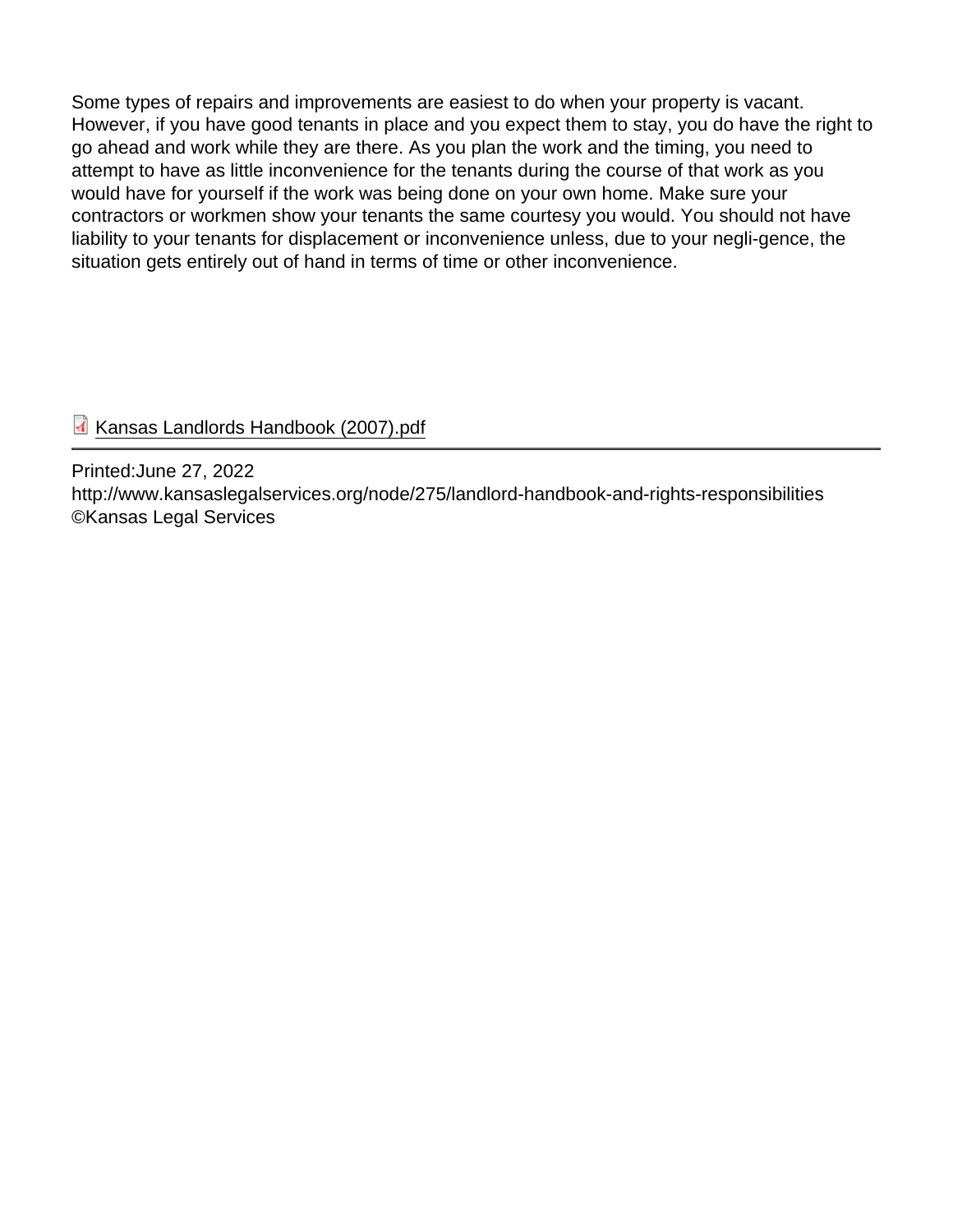Some types of repairs and improvements are easiest to do when your property is vacant. However, if you have good tenants in place and you expect them to stay, you do have the right to go ahead and work while they are there. As you plan the work and the timing, you need to attempt to have as little inconvenience for the tenants during the course of that work as you would have for yourself if the work was being done on your own home. Make sure your contractors or workmen show your tenants the same courtesy you would. You should not have liability to your tenants for displacement or inconvenience unless, due to your negli-gence, the situation gets entirely out of hand in terms of time or other inconvenience.

Kansas Landlords Handbook (2007).pdf

---

Printed:June 27, 2022
http://www.kansaslegalservices.org/node/275/landlord-handbook-and-rights-responsibilities
©Kansas Legal Services